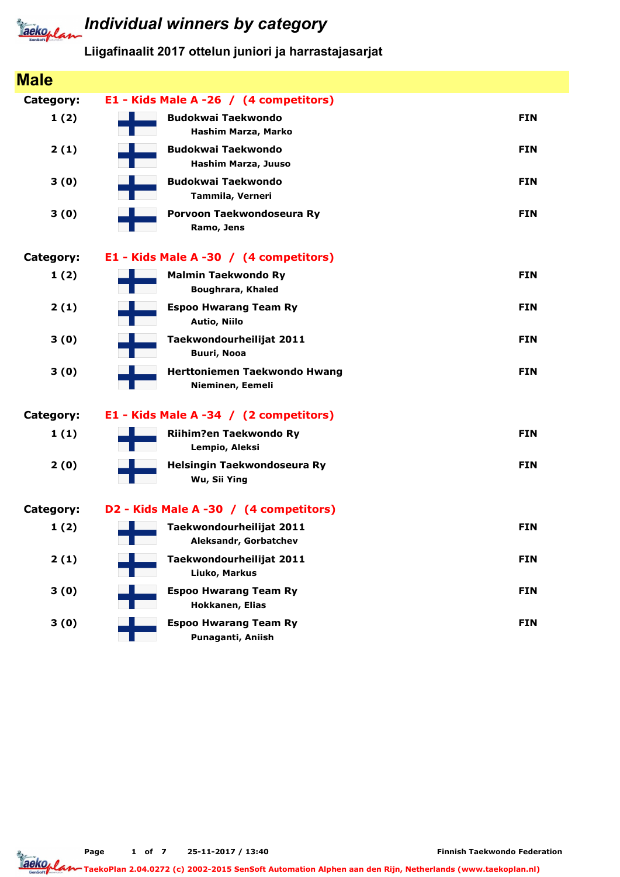# Individual winners by category

## Liigafinaalit 2017 ottelun juniori ja harrastajasarjat

## Male

### Category: E1 - Kids Male A -26 / (4 competitors)

| Place | Club / Name | Country |
|---|---|---|
| 1 (2) | **Budokwai Taekwondo**<br>Hashim Marza, Marko | FIN |
| 2 (1) | **Budokwai Taekwondo**<br>Hashim Marza, Juuso | FIN |
| 3 (0) | **Budokwai Taekwondo**<br>Tammila, Verneri | FIN |
| 3 (0) | **Porvoon Taekwondoseura Ry**<br>Ramo, Jens | FIN |

### Category: E1 - Kids Male A -30 / (4 competitors)

| Place | Club / Name | Country |
|---|---|---|
| 1 (2) | **Malmin Taekwondo Ry**<br>Boughrara, Khaled | FIN |
| 2 (1) | **Espoo Hwarang Team Ry**<br>Autio, Niilo | FIN |
| 3 (0) | **Taekwondourheilijat 2011**<br>Buuri, Nooa | FIN |
| 3 (0) | **Herttoniemen Taekwondo Hwang**<br>Nieminen, Eemeli | FIN |

### Category: E1 - Kids Male A -34 / (2 competitors)

| Place | Club / Name | Country |
|---|---|---|
| 1 (1) | **Riihim?en Taekwondo Ry**<br>Lempio, Aleksi | FIN |
| 2 (0) | **Helsingin Taekwondoseura Ry**<br>Wu, Sii Ying | FIN |

### Category: D2 - Kids Male A -30 / (4 competitors)

| Place | Club / Name | Country |
|---|---|---|
| 1 (2) | **Taekwondourheilijat 2011**<br>Aleksandr, Gorbatchev | FIN |
| 2 (1) | **Taekwondourheilijat 2011**<br>Liuko, Markus | FIN |
| 3 (0) | **Espoo Hwarang Team Ry**<br>Hokkanen, Elias | FIN |
| 3 (0) | **Espoo Hwarang Team Ry**<br>Punaganti, Aniish | FIN |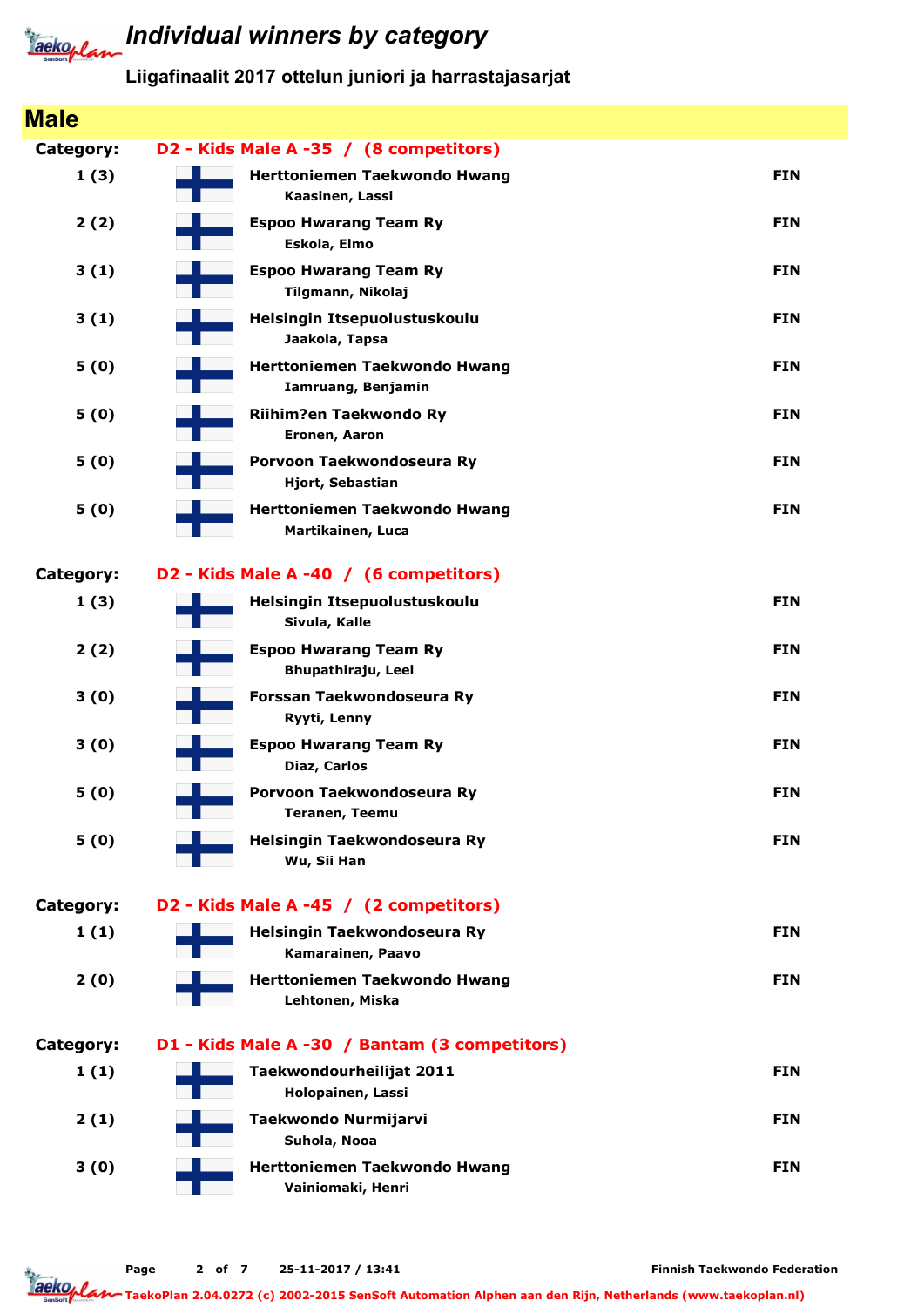# Individual winners by category

## Liigafinaalit 2017 ottelun juniori ja harrastajasarjat

## Male

**Category:** D2 - Kids Male A -35 / (8 competitors)

| Place | Club / Name | Country |
|---|---|---|
| 1 (3) | **Herttoniemen Taekwondo Hwang**<br>Kaasinen, Lassi | FIN |
| 2 (2) | **Espoo Hwarang Team Ry**<br>Eskola, Elmo | FIN |
| 3 (1) | **Espoo Hwarang Team Ry**<br>Tilgmann, Nikolaj | FIN |
| 3 (1) | **Helsingin Itsepuolustuskoulu**<br>Jaakola, Tapsa | FIN |
| 5 (0) | **Herttoniemen Taekwondo Hwang**<br>Iamruang, Benjamin | FIN |
| 5 (0) | **Riihim?en Taekwondo Ry**<br>Eronen, Aaron | FIN |
| 5 (0) | **Porvoon Taekwondoseura Ry**<br>Hjort, Sebastian | FIN |
| 5 (0) | **Herttoniemen Taekwondo Hwang**<br>Martikainen, Luca | FIN |

**Category:** D2 - Kids Male A -40 / (6 competitors)

| Place | Club / Name | Country |
|---|---|---|
| 1 (3) | **Helsingin Itsepuolustuskoulu**<br>Sivula, Kalle | FIN |
| 2 (2) | **Espoo Hwarang Team Ry**<br>Bhupathiraju, Leel | FIN |
| 3 (0) | **Forssan Taekwondoseura Ry**<br>Ryyti, Lenny | FIN |
| 3 (0) | **Espoo Hwarang Team Ry**<br>Diaz, Carlos | FIN |
| 5 (0) | **Porvoon Taekwondoseura Ry**<br>Teranen, Teemu | FIN |
| 5 (0) | **Helsingin Taekwondoseura Ry**<br>Wu, Sii Han | FIN |

**Category:** D2 - Kids Male A -45 / (2 competitors)

| Place | Club / Name | Country |
|---|---|---|
| 1 (1) | **Helsingin Taekwondoseura Ry**<br>Kamarainen, Paavo | FIN |
| 2 (0) | **Herttoniemen Taekwondo Hwang**<br>Lehtonen, Miska | FIN |

**Category:** D1 - Kids Male A -30 / Bantam (3 competitors)

| Place | Club / Name | Country |
|---|---|---|
| 1 (1) | **Taekwondourheilijat 2011**<br>Holopainen, Lassi | FIN |
| 2 (1) | **Taekwondo Nurmijarvi**<br>Suhola, Nooa | FIN |
| 3 (0) | **Herttoniemen Taekwondo Hwang**<br>Vainiomaki, Henri | FIN |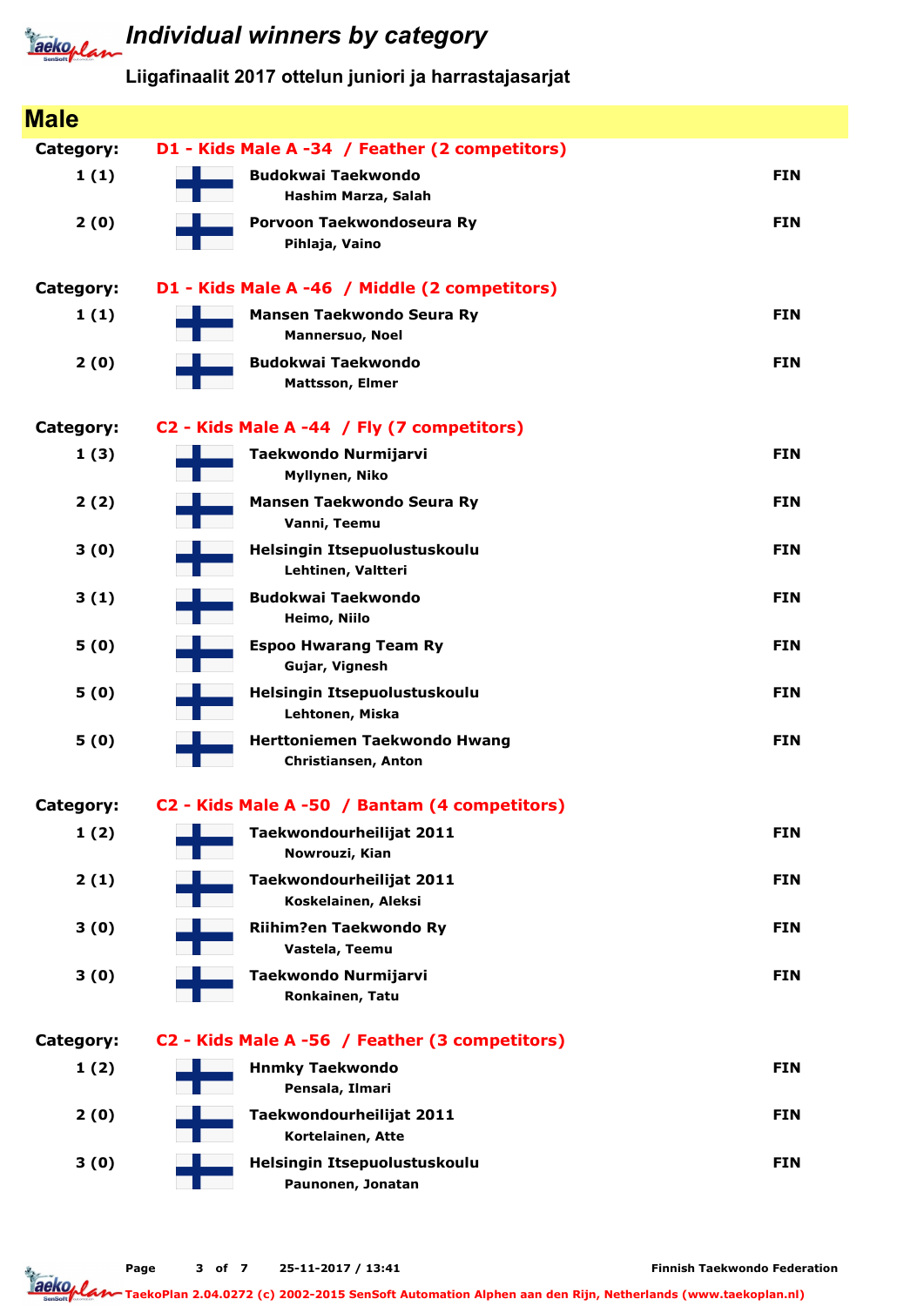# Individual winners by category

## Liigafinaalit 2017 ottelun juniori ja harrastajasarjat

## Male

### Category: D1 - Kids Male A -34 / Feather (2 competitors)

| Place | Club / Name | Country |
|---|---|---|
| 1 (1) | **Budokwai Taekwondo**<br>Hashim Marza, Salah | FIN |
| 2 (0) | **Porvoon Taekwondoseura Ry**<br>Pihlaja, Vaino | FIN |

### Category: D1 - Kids Male A -46 / Middle (2 competitors)

| Place | Club / Name | Country |
|---|---|---|
| 1 (1) | **Mansen Taekwondo Seura Ry**<br>Mannersuo, Noel | FIN |
| 2 (0) | **Budokwai Taekwondo**<br>Mattsson, Elmer | FIN |

### Category: C2 - Kids Male A -44 / Fly (7 competitors)

| Place | Club / Name | Country |
|---|---|---|
| 1 (3) | **Taekwondo Nurmijarvi**<br>Myllynen, Niko | FIN |
| 2 (2) | **Mansen Taekwondo Seura Ry**<br>Vanni, Teemu | FIN |
| 3 (0) | **Helsingin Itsepuolustuskoulu**<br>Lehtinen, Valtteri | FIN |
| 3 (1) | **Budokwai Taekwondo**<br>Heimo, Niilo | FIN |
| 5 (0) | **Espoo Hwarang Team Ry**<br>Gujar, Vignesh | FIN |
| 5 (0) | **Helsingin Itsepuolustuskoulu**<br>Lehtonen, Miska | FIN |
| 5 (0) | **Herttoniemen Taekwondo Hwang**<br>Christiansen, Anton | FIN |

### Category: C2 - Kids Male A -50 / Bantam (4 competitors)

| Place | Club / Name | Country |
|---|---|---|
| 1 (2) | **Taekwondourheilijat 2011**<br>Nowrouzi, Kian | FIN |
| 2 (1) | **Taekwondourheilijat 2011**<br>Koskelainen, Aleksi | FIN |
| 3 (0) | **Riihim?en Taekwondo Ry**<br>Vastela, Teemu | FIN |
| 3 (0) | **Taekwondo Nurmijarvi**<br>Ronkainen, Tatu | FIN |

### Category: C2 - Kids Male A -56 / Feather (3 competitors)

| Place | Club / Name | Country |
|---|---|---|
| 1 (2) | **Hnmky Taekwondo**<br>Pensala, Ilmari | FIN |
| 2 (0) | **Taekwondourheilijat 2011**<br>Kortelainen, Atte | FIN |
| 3 (0) | **Helsingin Itsepuolustuskoulu**<br>Paunonen, Jonatan | FIN |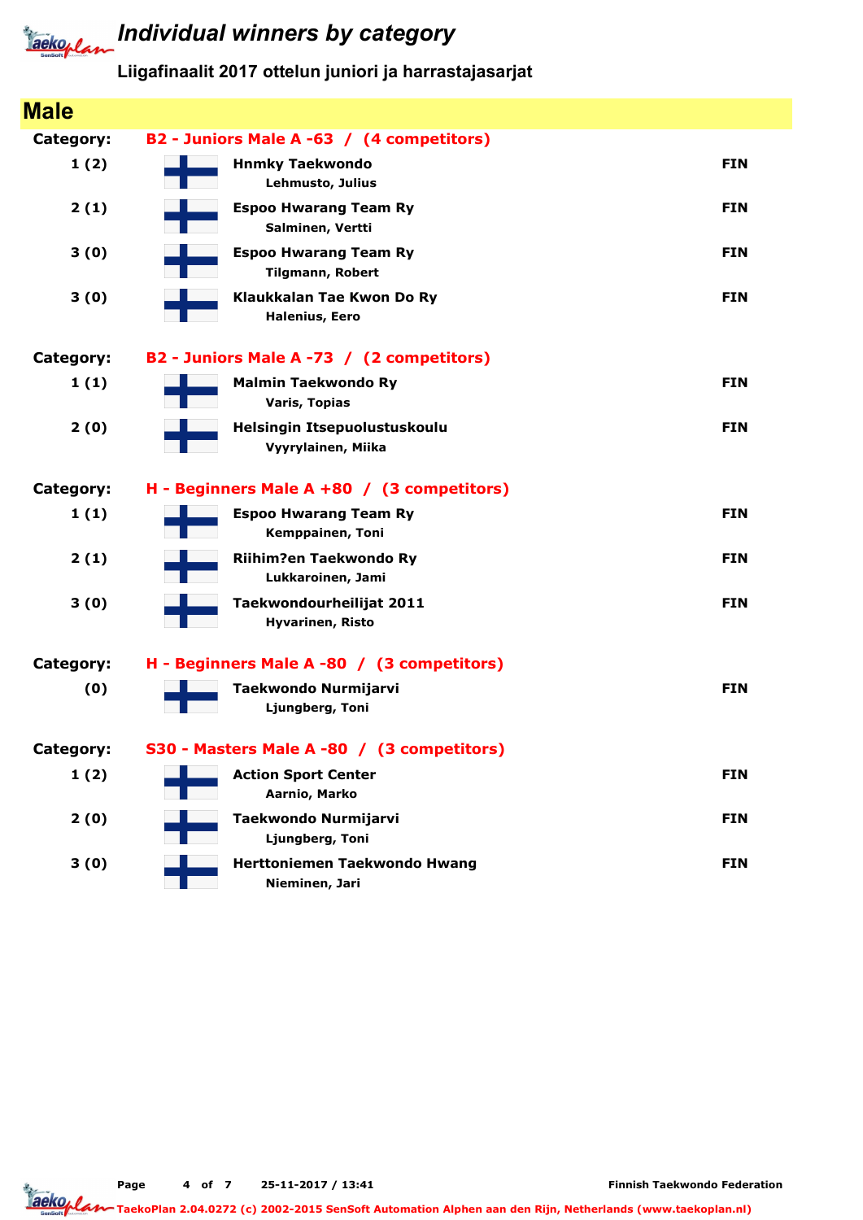# Individual winners by category

## Liigafinaalit 2017 ottelun juniori ja harrastajasarjat

## Male

**Category: B2 - Juniors Male A -63 / (4 competitors)**

| Place | Club / Name | Country |
|---|---|---|
| 1 (2) | **Hnmky Taekwondo**<br>Lehmusto, Julius | FIN |
| 2 (1) | **Espoo Hwarang Team Ry**<br>Salminen, Vertti | FIN |
| 3 (0) | **Espoo Hwarang Team Ry**<br>Tilgmann, Robert | FIN |
| 3 (0) | **Klaukkalan Tae Kwon Do Ry**<br>Halenius, Eero | FIN |

**Category: B2 - Juniors Male A -73 / (2 competitors)**

| Place | Club / Name | Country |
|---|---|---|
| 1 (1) | **Malmin Taekwondo Ry**<br>Varis, Topias | FIN |
| 2 (0) | **Helsingin Itsepuolustuskoulu**<br>Vyyrylainen, Miika | FIN |

**Category: H - Beginners Male A +80 / (3 competitors)**

| Place | Club / Name | Country |
|---|---|---|
| 1 (1) | **Espoo Hwarang Team Ry**<br>Kemppainen, Toni | FIN |
| 2 (1) | **Riihim?en Taekwondo Ry**<br>Lukkaroinen, Jami | FIN |
| 3 (0) | **Taekwondourheilijat 2011**<br>Hyvarinen, Risto | FIN |

**Category: H - Beginners Male A -80 / (3 competitors)**

| Place | Club / Name | Country |
|---|---|---|
| (0) | **Taekwondo Nurmijarvi**<br>Ljungberg, Toni | FIN |

**Category: S30 - Masters Male A -80 / (3 competitors)**

| Place | Club / Name | Country |
|---|---|---|
| 1 (2) | **Action Sport Center**<br>Aarnio, Marko | FIN |
| 2 (0) | **Taekwondo Nurmijarvi**<br>Ljungberg, Toni | FIN |
| 3 (0) | **Herttoniemen Taekwondo Hwang**<br>Nieminen, Jari | FIN |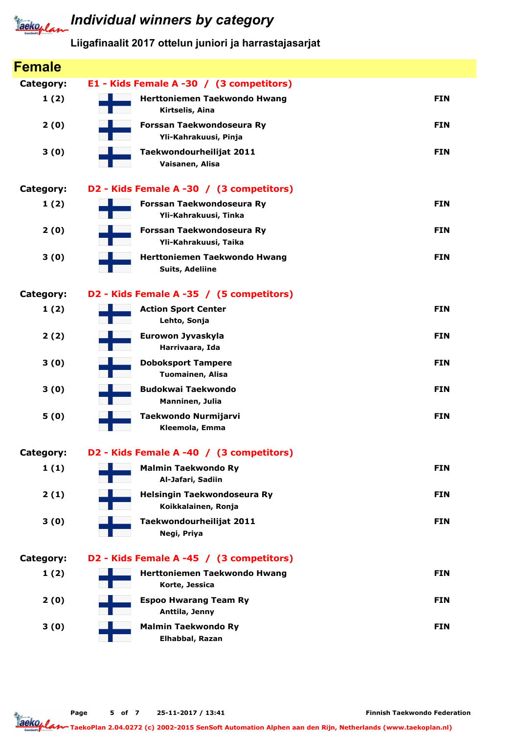# Individual winners by category

## Liigafinaalit 2017 ottelun juniori ja harrastajasarjat

## Female

**Category: E1 - Kids Female A -30 / (3 competitors)**

| Place | Club / Name | Country |
|---|---|---|
| 1 (2) | **Herttoniemen Taekwondo Hwang**<br>Kirtselis, Aina | FIN |
| 2 (0) | **Forssan Taekwondoseura Ry**<br>Yli-Kahrakuusi, Pinja | FIN |
| 3 (0) | **Taekwondourheilijat 2011**<br>Vaisanen, Alisa | FIN |

**Category: D2 - Kids Female A -30 / (3 competitors)**

| Place | Club / Name | Country |
|---|---|---|
| 1 (2) | **Forssan Taekwondoseura Ry**<br>Yli-Kahrakuusi, Tinka | FIN |
| 2 (0) | **Forssan Taekwondoseura Ry**<br>Yli-Kahrakuusi, Taika | FIN |
| 3 (0) | **Herttoniemen Taekwondo Hwang**<br>Suits, Adeliine | FIN |

**Category: D2 - Kids Female A -35 / (5 competitors)**

| Place | Club / Name | Country |
|---|---|---|
| 1 (2) | **Action Sport Center**<br>Lehto, Sonja | FIN |
| 2 (2) | **Eurowon Jyvaskyla**<br>Harrivaara, Ida | FIN |
| 3 (0) | **Doboksport Tampere**<br>Tuomainen, Alisa | FIN |
| 3 (0) | **Budokwai Taekwondo**<br>Manninen, Julia | FIN |
| 5 (0) | **Taekwondo Nurmijarvi**<br>Kleemola, Emma | FIN |

**Category: D2 - Kids Female A -40 / (3 competitors)**

| Place | Club / Name | Country |
|---|---|---|
| 1 (1) | **Malmin Taekwondo Ry**<br>Al-Jafari, Sadiin | FIN |
| 2 (1) | **Helsingin Taekwondoseura Ry**<br>Koikkalainen, Ronja | FIN |
| 3 (0) | **Taekwondourheilijat 2011**<br>Negi, Priya | FIN |

**Category: D2 - Kids Female A -45 / (3 competitors)**

| Place | Club / Name | Country |
|---|---|---|
| 1 (2) | **Herttoniemen Taekwondo Hwang**<br>Korte, Jessica | FIN |
| 2 (0) | **Espoo Hwarang Team Ry**<br>Anttila, Jenny | FIN |
| 3 (0) | **Malmin Taekwondo Ry**<br>Elhabbal, Razan | FIN |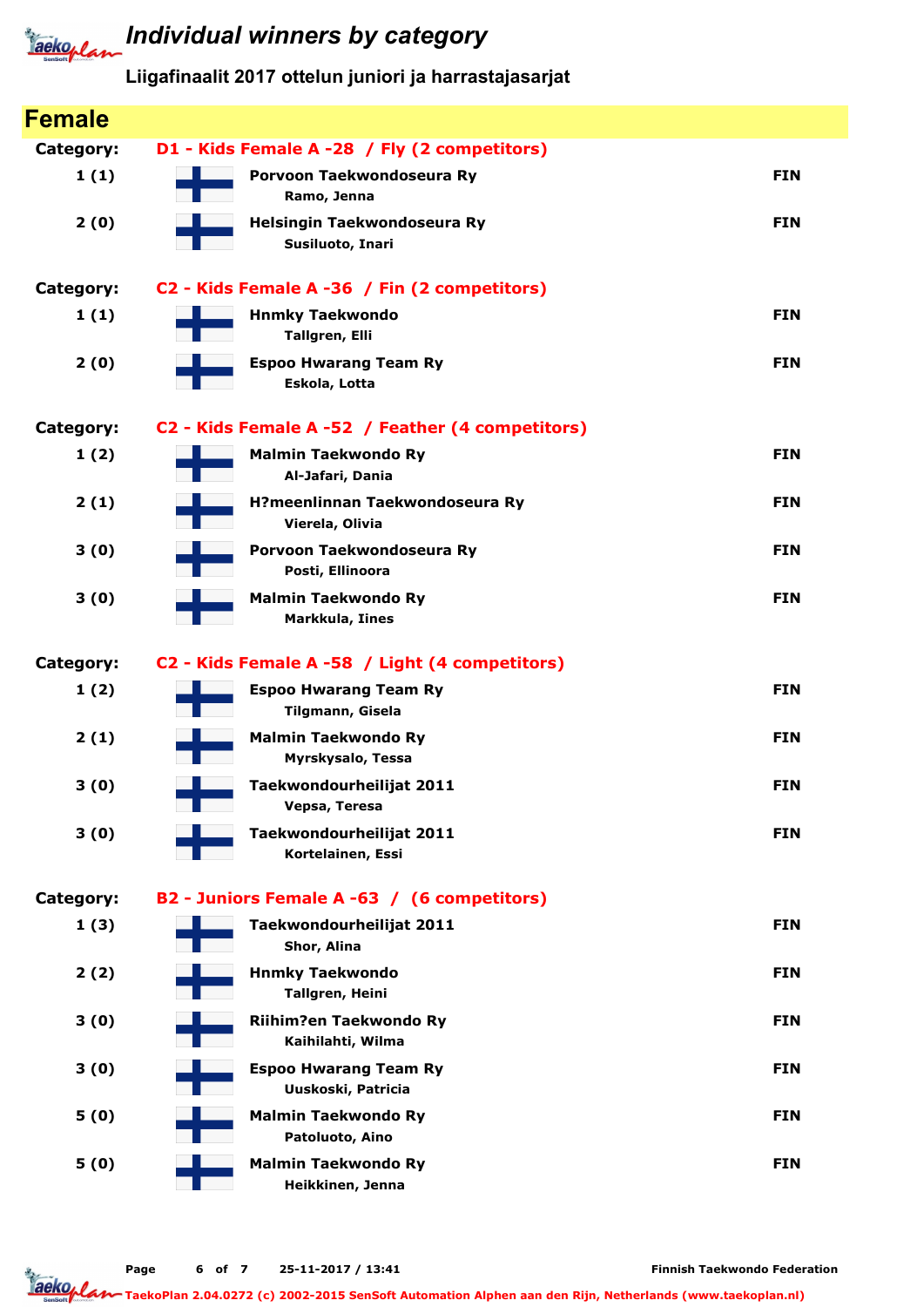# Individual winners by category

## Liigafinaalit 2017 ottelun juniori ja harrastajasarjat

## Female

**Category: D1 - Kids Female A -28 / Fly (2 competitors)**

| Place | Club / Name | Country |
|---|---|---|
| 1 (1) | **Porvoon Taekwondoseura Ry**<br>Ramo, Jenna | FIN |
| 2 (0) | **Helsingin Taekwondoseura Ry**<br>Susiluoto, Inari | FIN |

**Category: C2 - Kids Female A -36 / Fin (2 competitors)**

| Place | Club / Name | Country |
|---|---|---|
| 1 (1) | **Hnmky Taekwondo**<br>Tallgren, Elli | FIN |
| 2 (0) | **Espoo Hwarang Team Ry**<br>Eskola, Lotta | FIN |

**Category: C2 - Kids Female A -52 / Feather (4 competitors)**

| Place | Club / Name | Country |
|---|---|---|
| 1 (2) | **Malmin Taekwondo Ry**<br>Al-Jafari, Dania | FIN |
| 2 (1) | **H?meenlinnan Taekwondoseura Ry**<br>Vierela, Olivia | FIN |
| 3 (0) | **Porvoon Taekwondoseura Ry**<br>Posti, Ellinoora | FIN |
| 3 (0) | **Malmin Taekwondo Ry**<br>Markkula, Iines | FIN |

**Category: C2 - Kids Female A -58 / Light (4 competitors)**

| Place | Club / Name | Country |
|---|---|---|
| 1 (2) | **Espoo Hwarang Team Ry**<br>Tilgmann, Gisela | FIN |
| 2 (1) | **Malmin Taekwondo Ry**<br>Myrskysalo, Tessa | FIN |
| 3 (0) | **Taekwondourheilijat 2011**<br>Vepsa, Teresa | FIN |
| 3 (0) | **Taekwondourheilijat 2011**<br>Kortelainen, Essi | FIN |

**Category: B2 - Juniors Female A -63 / (6 competitors)**

| Place | Club / Name | Country |
|---|---|---|
| 1 (3) | **Taekwondourheilijat 2011**<br>Shor, Alina | FIN |
| 2 (2) | **Hnmky Taekwondo**<br>Tallgren, Heini | FIN |
| 3 (0) | **Riihim?en Taekwondo Ry**<br>Kaihilahti, Wilma | FIN |
| 3 (0) | **Espoo Hwarang Team Ry**<br>Uuskoski, Patricia | FIN |
| 5 (0) | **Malmin Taekwondo Ry**<br>Patoluoto, Aino | FIN |
| 5 (0) | **Malmin Taekwondo Ry**<br>Heikkinen, Jenna | FIN |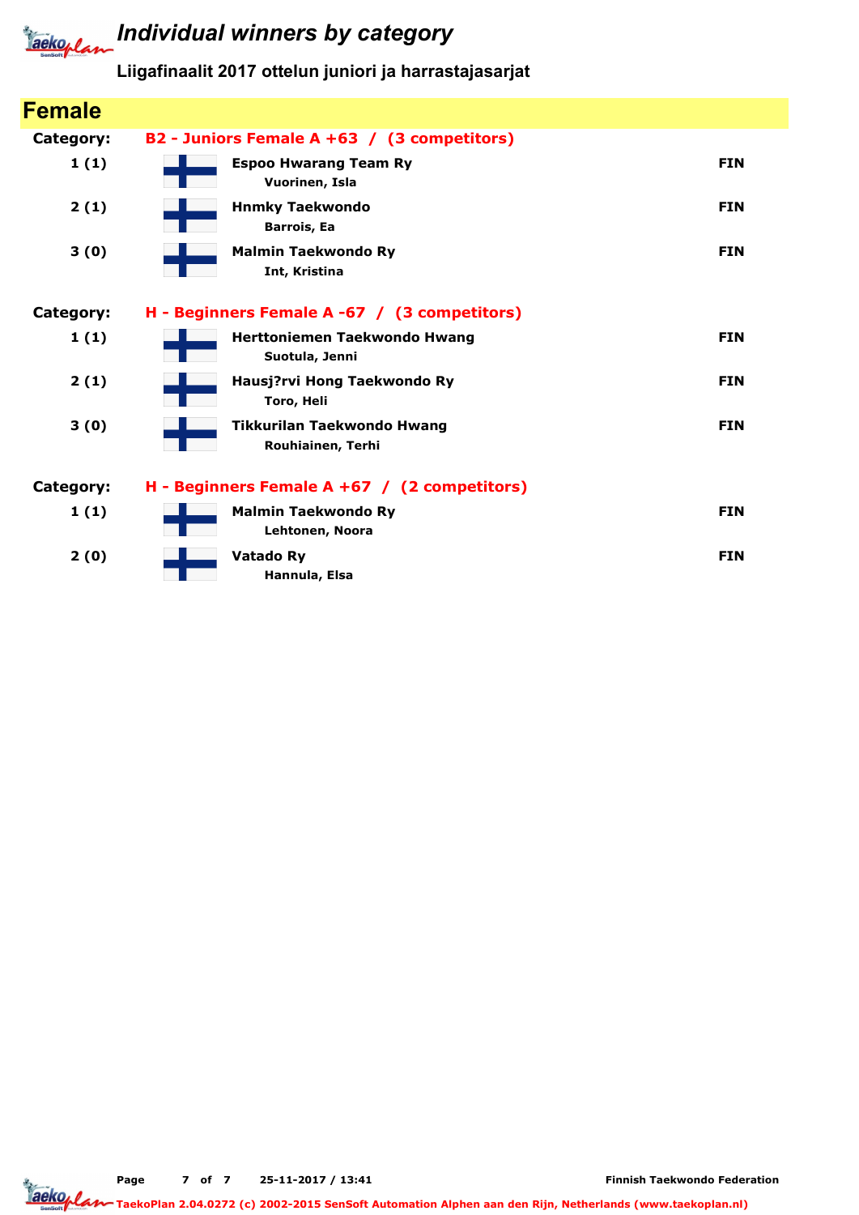# Individual winners by category

**Liigafinaalit 2017 ottelun juniori ja harrastajasarjat**

## Female

**Category: B2 - Juniors Female A +63 / (3 competitors)**

| | | |
|---|---|---|
| 1 (1) | **Espoo Hwarang Team Ry**<br>Vuorinen, Isla | FIN |
| 2 (1) | **Hnmky Taekwondo**<br>Barrois, Ea | FIN |
| 3 (0) | **Malmin Taekwondo Ry**<br>Int, Kristina | FIN |

**Category: H - Beginners Female A -67 / (3 competitors)**

| | | |
|---|---|---|
| 1 (1) | **Herttoniemen Taekwondo Hwang**<br>Suotula, Jenni | FIN |
| 2 (1) | **Hausj?rvi Hong Taekwondo Ry**<br>Toro, Heli | FIN |
| 3 (0) | **Tikkurilan Taekwondo Hwang**<br>Rouhiainen, Terhi | FIN |

**Category: H - Beginners Female A +67 / (2 competitors)**

| | | |
|---|---|---|
| 1 (1) | **Malmin Taekwondo Ry**<br>Lehtonen, Noora | FIN |
| 2 (0) | **Vatado Ry**<br>Hannula, Elsa | FIN |

25-11-2017 / 13:41 Finnish Taekwondo Federation

TaekoPlan 2.04.0272 (c) 2002-2015 SenSoft Automation Alphen aan den Rijn, Netherlands (www.taekoplan.nl)